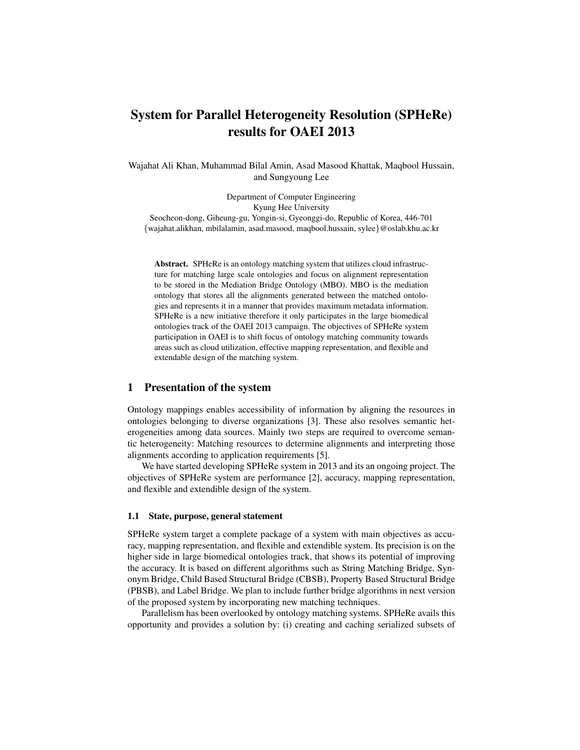# System for Parallel Heterogeneity Resolution (SPHeRe) results for OAEI 2013

Wajahat Ali Khan, Muhammad Bilal Amin, Asad Masood Khattak, Maqbool Hussain, and Sungyoung Lee

Department of Computer Engineering
Kyung Hee University
Seocheon-dong, Giheung-gu, Yongin-si, Gyeonggi-do, Republic of Korea, 446-701
{wajahat.alikhan, mbilalamin, asad.masood, maqbool.hussain, sylee}@oslab.khu.ac.kr

**Abstract.** SPHeRe is an ontology matching system that utilizes cloud infrastructure for matching large scale ontologies and focus on alignment representation to be stored in the Mediation Bridge Ontology (MBO). MBO is the mediation ontology that stores all the alignments generated between the matched ontologies and represents it in a manner that provides maximum metadata information. SPHeRe is a new initiative therefore it only participates in the large biomedical ontologies track of the OAEI 2013 campaign. The objectives of SPHeRe system participation in OAEI is to shift focus of ontology matching community towards areas such as cloud utilization, effective mapping representation, and flexible and extendable design of the matching system.

## 1 Presentation of the system

Ontology mappings enables accessibility of information by aligning the resources in ontologies belonging to diverse organizations [3]. These also resolves semantic heterogeneities among data sources. Mainly two steps are required to overcome semantic heterogeneity: Matching resources to determine alignments and interpreting those alignments according to application requirements [5].

We have started developing SPHeRe system in 2013 and its an ongoing project. The objectives of SPHeRe system are performance [2], accuracy, mapping representation, and flexible and extendible design of the system.

### 1.1 State, purpose, general statement

SPHeRe system target a complete package of a system with main objectives as accuracy, mapping representation, and flexible and extendible system. Its precision is on the higher side in large biomedical ontologies track, that shows its potential of improving the accuracy. It is based on different algorithms such as String Matching Bridge, Synonym Bridge, Child Based Structural Bridge (CBSB), Property Based Structural Bridge (PBSB), and Label Bridge. We plan to include further bridge algorithms in next version of the proposed system by incorporating new matching techniques.

Parallelism has been overlooked by ontology matching systems. SPHeRe avails this opportunity and provides a solution by: (i) creating and caching serialized subsets of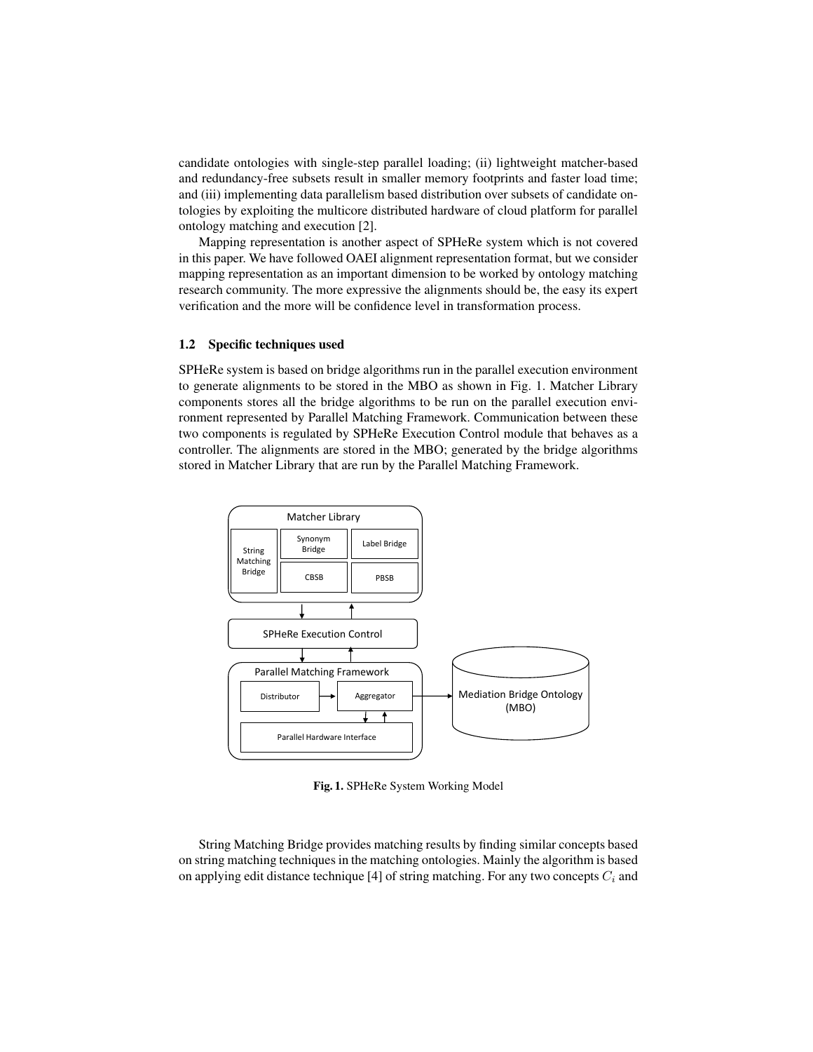candidate ontologies with single-step parallel loading; (ii) lightweight matcher-based and redundancy-free subsets result in smaller memory footprints and faster load time; and (iii) implementing data parallelism based distribution over subsets of candidate ontologies by exploiting the multicore distributed hardware of cloud platform for parallel ontology matching and execution [2].

Mapping representation is another aspect of SPHeRe system which is not covered in this paper. We have followed OAEI alignment representation format, but we consider mapping representation as an important dimension to be worked by ontology matching research community. The more expressive the alignments should be, the easy its expert verification and the more will be confidence level in transformation process.

### 1.2 Specific techniques used

SPHeRe system is based on bridge algorithms run in the parallel execution environment to generate alignments to be stored in the MBO as shown in Fig. 1. Matcher Library components stores all the bridge algorithms to be run on the parallel execution environment represented by Parallel Matching Framework. Communication between these two components is regulated by SPHeRe Execution Control module that behaves as a controller. The alignments are stored in the MBO; generated by the bridge algorithms stored in Matcher Library that are run by the Parallel Matching Framework.

**Fig. 1.** SPHeRe System Working Model

String Matching Bridge provides matching results by finding similar concepts based on string matching techniques in the matching ontologies. Mainly the algorithm is based on applying edit distance technique [4] of string matching. For any two concepts $C_i$ and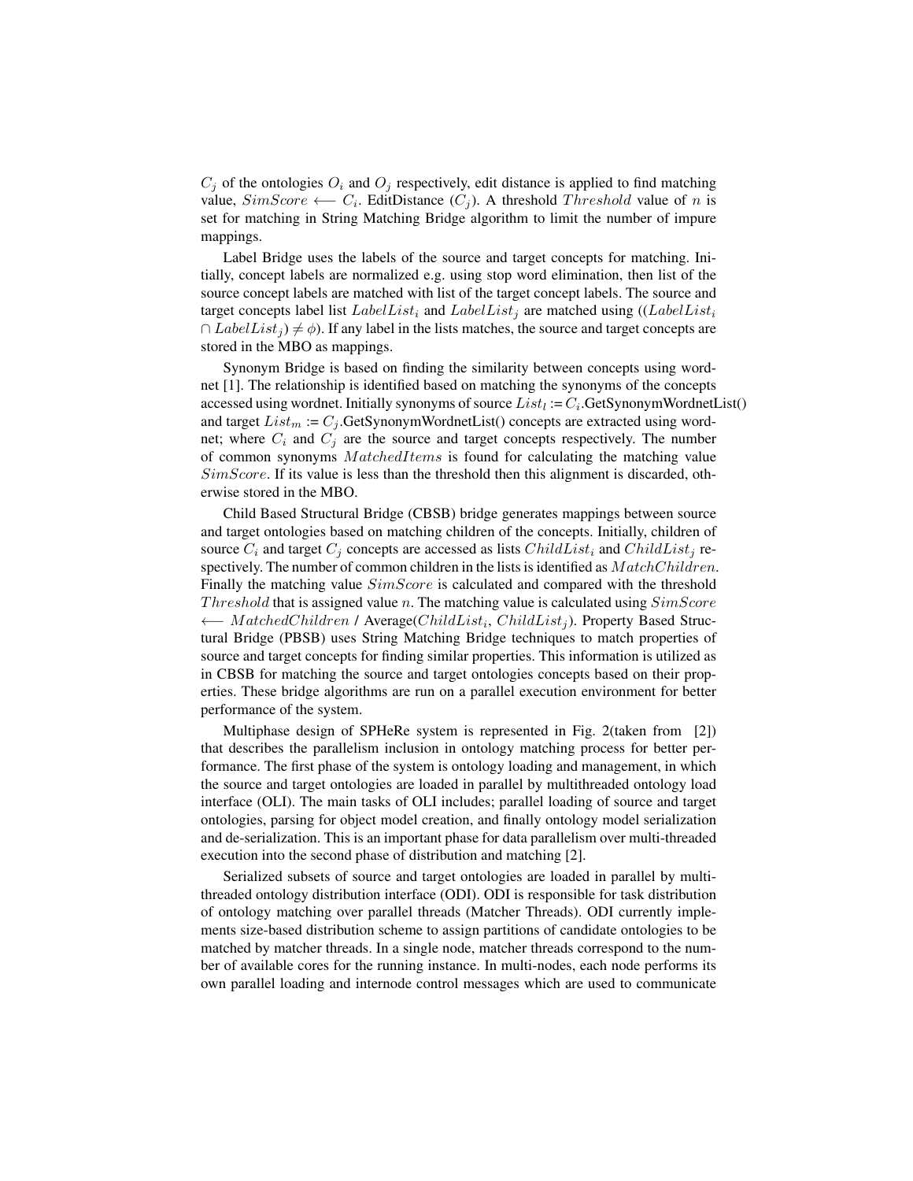$C_j$ of the ontologies $O_i$ and $O_j$ respectively, edit distance is applied to find matching value, $SimScore \longleftarrow C_i$. EditDistance ($C_j$). A threshold $Threshold$ value of $n$ is set for matching in String Matching Bridge algorithm to limit the number of impure mappings.

Label Bridge uses the labels of the source and target concepts for matching. Initially, concept labels are normalized e.g. using stop word elimination, then list of the source concept labels are matched with list of the target concept labels. The source and target concepts label list $LabelList_i$ and $LabelList_j$ are matched using (($LabelList_i \cap LabelList_j) \neq \phi$). If any label in the lists matches, the source and target concepts are stored in the MBO as mappings.

Synonym Bridge is based on finding the similarity between concepts using wordnet [1]. The relationship is identified based on matching the synonyms of the concepts accessed using wordnet. Initially synonyms of source $List_l := C_i$.GetSynonymWordnetList() and target $List_m := C_j$.GetSynonymWordnetList() concepts are extracted using wordnet; where $C_i$ and $C_j$ are the source and target concepts respectively. The number of common synonyms $MatchedItems$ is found for calculating the matching value $SimScore$. If its value is less than the threshold then this alignment is discarded, otherwise stored in the MBO.

Child Based Structural Bridge (CBSB) bridge generates mappings between source and target ontologies based on matching children of the concepts. Initially, children of source $C_i$ and target $C_j$ concepts are accessed as lists $ChildList_i$ and $ChildList_j$ respectively. The number of common children in the lists is identified as $MatchChildren$. Finally the matching value $SimScore$ is calculated and compared with the threshold $Threshold$ that is assigned value $n$. The matching value is calculated using $SimScore \longleftarrow MatchedChildren$ / Average($ChildList_i$, $ChildList_j$). Property Based Structural Bridge (PBSB) uses String Matching Bridge techniques to match properties of source and target concepts for finding similar properties. This information is utilized as in CBSB for matching the source and target ontologies concepts based on their properties. These bridge algorithms are run on a parallel execution environment for better performance of the system.

Multiphase design of SPHeRe system is represented in Fig. 2(taken from [2]) that describes the parallelism inclusion in ontology matching process for better performance. The first phase of the system is ontology loading and management, in which the source and target ontologies are loaded in parallel by multithreaded ontology load interface (OLI). The main tasks of OLI includes; parallel loading of source and target ontologies, parsing for object model creation, and finally ontology model serialization and de-serialization. This is an important phase for data parallelism over multi-threaded execution into the second phase of distribution and matching [2].

Serialized subsets of source and target ontologies are loaded in parallel by multithreaded ontology distribution interface (ODI). ODI is responsible for task distribution of ontology matching over parallel threads (Matcher Threads). ODI currently implements size-based distribution scheme to assign partitions of candidate ontologies to be matched by matcher threads. In a single node, matcher threads correspond to the number of available cores for the running instance. In multi-nodes, each node performs its own parallel loading and internode control messages which are used to communicate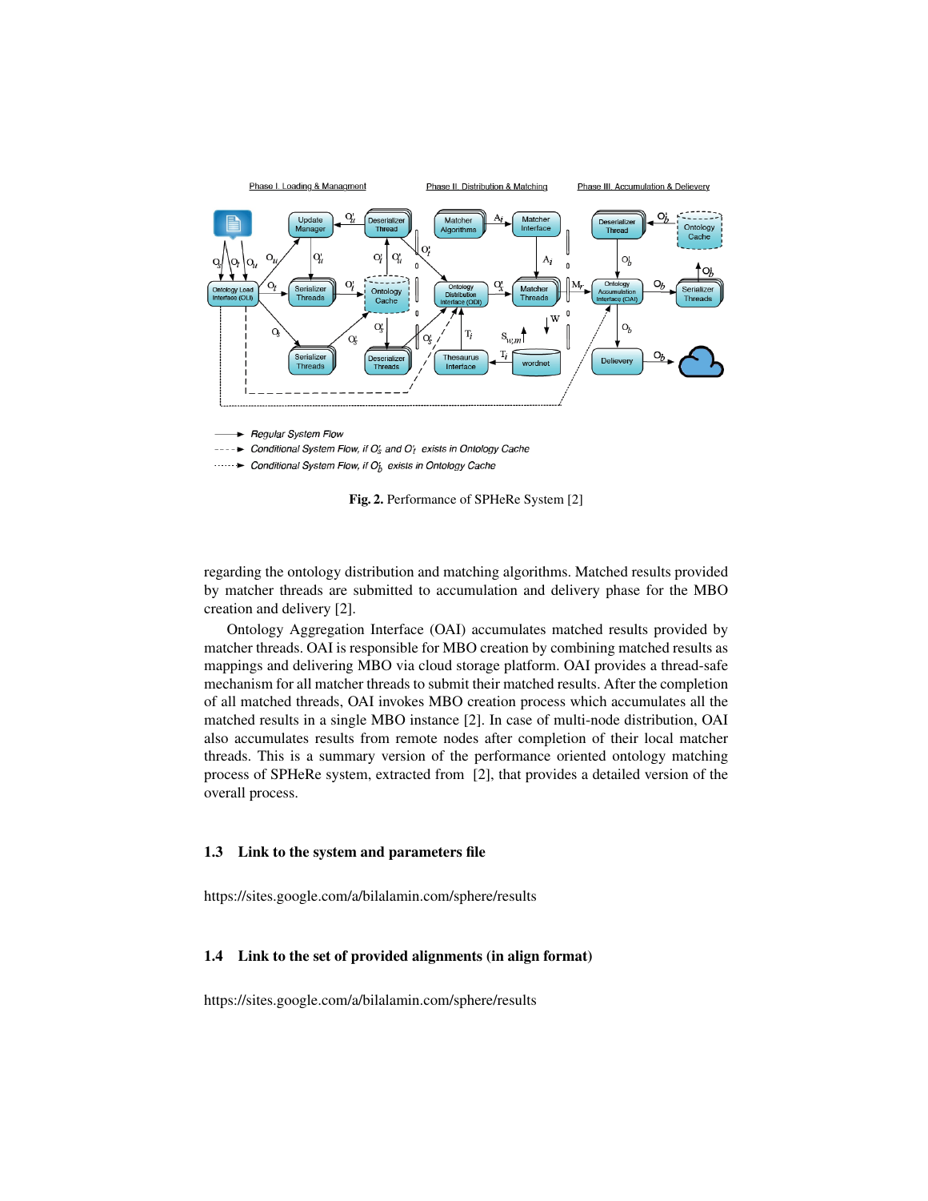Fig. 2. Performance of SPHeRe System [2]

regarding the ontology distribution and matching algorithms. Matched results provided by matcher threads are submitted to accumulation and delivery phase for the MBO creation and delivery [2].

Ontology Aggregation Interface (OAI) accumulates matched results provided by matcher threads. OAI is responsible for MBO creation by combining matched results as mappings and delivering MBO via cloud storage platform. OAI provides a thread-safe mechanism for all matcher threads to submit their matched results. After the completion of all matched threads, OAI invokes MBO creation process which accumulates all the matched results in a single MBO instance [2]. In case of multi-node distribution, OAI also accumulates results from remote nodes after completion of their local matcher threads. This is a summary version of the performance oriented ontology matching process of SPHeRe system, extracted from [2], that provides a detailed version of the overall process.

### 1.3 Link to the system and parameters file

https://sites.google.com/a/bilalamin.com/sphere/results

### 1.4 Link to the set of provided alignments (in align format)

https://sites.google.com/a/bilalamin.com/sphere/results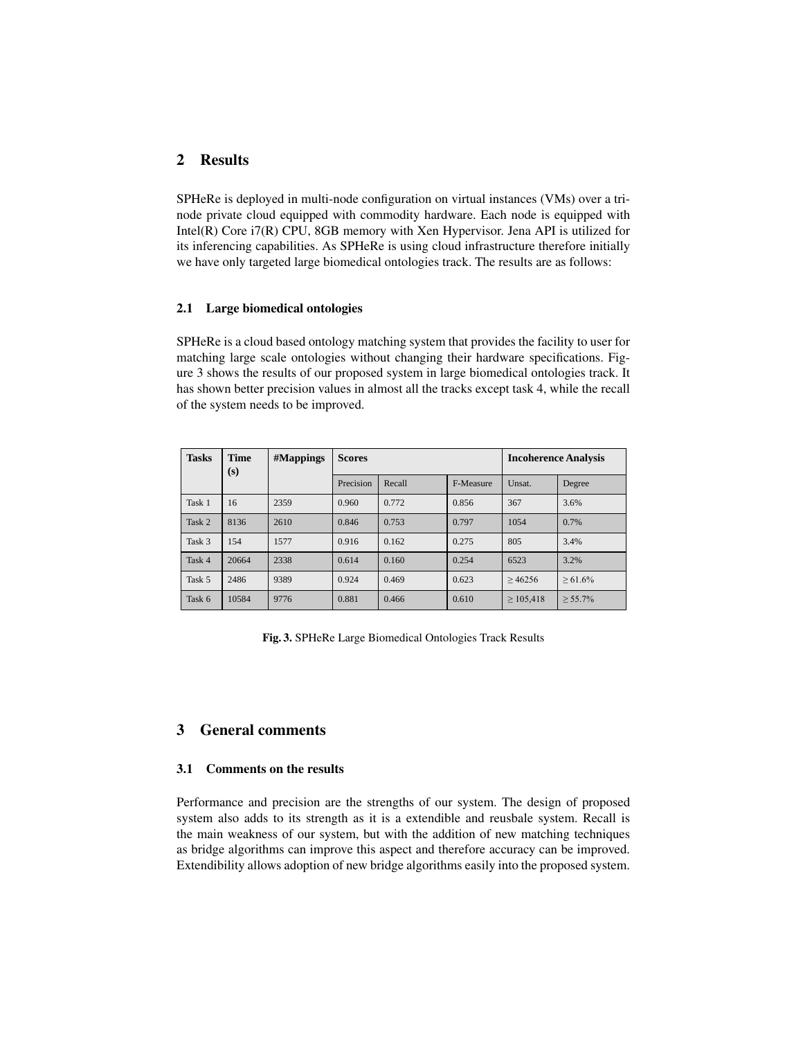## 2 Results

SPHeRe is deployed in multi-node configuration on virtual instances (VMs) over a tri-node private cloud equipped with commodity hardware. Each node is equipped with Intel(R) Core i7(R) CPU, 8GB memory with Xen Hypervisor. Jena API is utilized for its inferencing capabilities. As SPHeRe is using cloud infrastructure therefore initially we have only targeted large biomedical ontologies track. The results are as follows:

### 2.1 Large biomedical ontologies

SPHeRe is a cloud based ontology matching system that provides the facility to user for matching large scale ontologies without changing their hardware specifications. Figure 3 shows the results of our proposed system in large biomedical ontologies track. It has shown better precision values in almost all the tracks except task 4, while the recall of the system needs to be improved.

| **Tasks** | **Time (s)** | **#Mappings** | **Scores** | | | **Incoherence Analysis** | |
|---|---|---|---|---|---|---|---|
| | | | Precision | Recall | F-Measure | Unsat. | Degree |
| Task 1 | 16 | 2359 | 0.960 | 0.772 | 0.856 | 367 | 3.6% |
| Task 2 | 8136 | 2610 | 0.846 | 0.753 | 0.797 | 1054 | 0.7% |
| Task 3 | 154 | 1577 | 0.916 | 0.162 | 0.275 | 805 | 3.4% |
| Task 4 | 20664 | 2338 | 0.614 | 0.160 | 0.254 | 6523 | 3.2% |
| Task 5 | 2486 | 9389 | 0.924 | 0.469 | 0.623 | $\geq 46256$ | $\geq 61.6\%$ |
| Task 6 | 10584 | 9776 | 0.881 | 0.466 | 0.610 | $\geq 105{,}418$ | $\geq 55.7\%$ |

**Fig. 3.** SPHeRe Large Biomedical Ontologies Track Results

## 3 General comments

### 3.1 Comments on the results

Performance and precision are the strengths of our system. The design of proposed system also adds to its strength as it is a extendible and reusbale system. Recall is the main weakness of our system, but with the addition of new matching techniques as bridge algorithms can improve this aspect and therefore accuracy can be improved. Extendibility allows adoption of new bridge algorithms easily into the proposed system.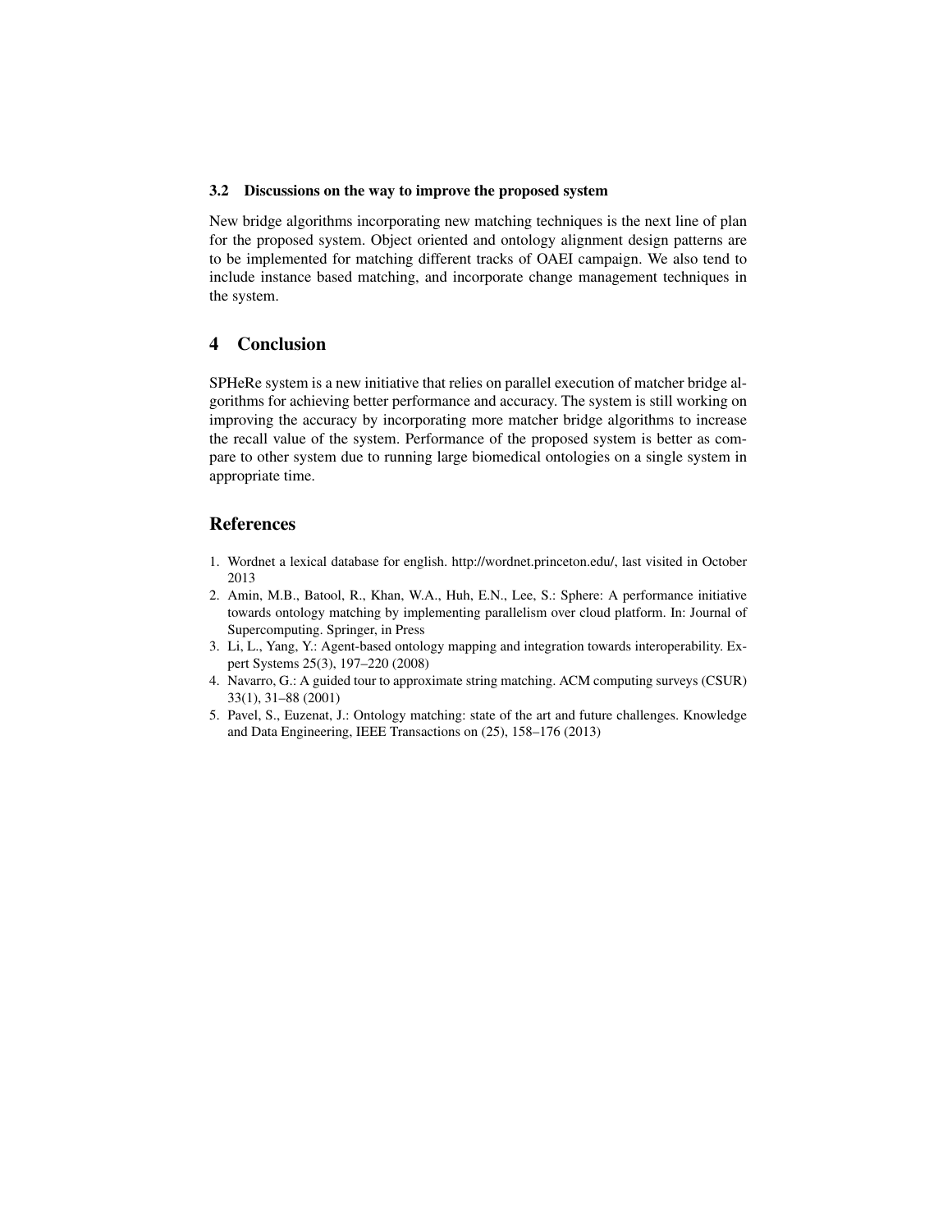### 3.2 Discussions on the way to improve the proposed system

New bridge algorithms incorporating new matching techniques is the next line of plan for the proposed system. Object oriented and ontology alignment design patterns are to be implemented for matching different tracks of OAEI campaign. We also tend to include instance based matching, and incorporate change management techniques in the system.

## 4 Conclusion

SPHeRe system is a new initiative that relies on parallel execution of matcher bridge algorithms for achieving better performance and accuracy. The system is still working on improving the accuracy by incorporating more matcher bridge algorithms to increase the recall value of the system. Performance of the proposed system is better as compare to other system due to running large biomedical ontologies on a single system in appropriate time.

## References

1. Wordnet a lexical database for english. http://wordnet.princeton.edu/, last visited in October 2013
2. Amin, M.B., Batool, R., Khan, W.A., Huh, E.N., Lee, S.: Sphere: A performance initiative towards ontology matching by implementing parallelism over cloud platform. In: Journal of Supercomputing. Springer, in Press
3. Li, L., Yang, Y.: Agent-based ontology mapping and integration towards interoperability. Expert Systems 25(3), 197–220 (2008)
4. Navarro, G.: A guided tour to approximate string matching. ACM computing surveys (CSUR) 33(1), 31–88 (2001)
5. Pavel, S., Euzenat, J.: Ontology matching: state of the art and future challenges. Knowledge and Data Engineering, IEEE Transactions on (25), 158–176 (2013)